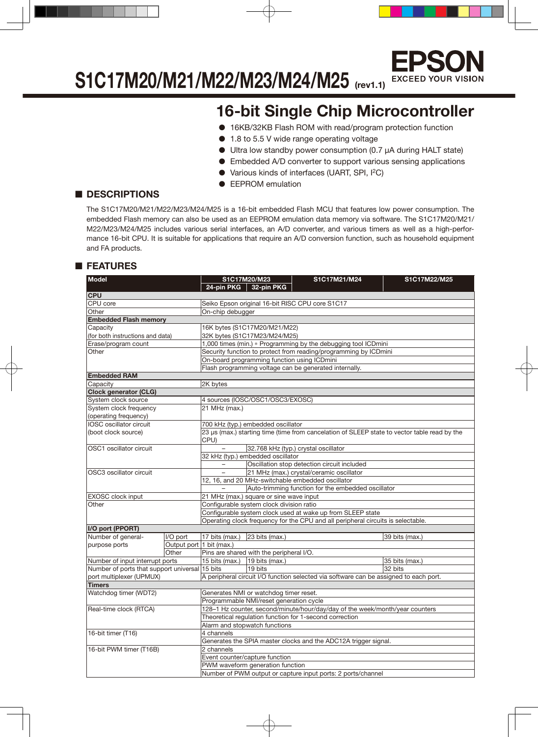# S1C17M20/M21/M22/M23/M24/M25 (rev1.1)

EPSON
EXCEED YOUR VISION

## 16-bit Single Chip Microcontroller

- 16KB/32KB Flash ROM with read/program protection function
- 1.8 to 5.5 V wide range operating voltage
- Ultra low standby power consumption (0.7 µA during HALT state)
- Embedded A/D converter to support various sensing applications
- Various kinds of interfaces (UART, SPI, I²C)
- EEPROM emulation

## ■ DESCRIPTIONS

The S1C17M20/M21/M22/M23/M24/M25 is a 16-bit embedded Flash MCU that features low power consumption. The embedded Flash memory can also be used as an EEPROM emulation data memory via software. The S1C17M20/M21/M22/M23/M24/M25 includes various serial interfaces, an A/D converter, and various timers as well as a high-performance 16-bit CPU. It is suitable for applications that require an A/D conversion function, such as household equipment and FA products.

## ■ FEATURES

| Model | | S1C17M20/M23 24-pin PKG | S1C17M20/M23 32-pin PKG | S1C17M21/M24 | S1C17M22/M25 |
|---|---|---|---|---|---|
| **CPU** | | | | | |
| CPU core | | Seiko Epson original 16-bit RISC CPU core S1C17 | | | |
| Other | | On-chip debugger | | | |
| **Embedded Flash memory** | | | | | |
| Capacity (for both instructions and data) | | 16K bytes (S1C17M20/M21/M22)<br>32K bytes (S1C17M23/M24/M25) | | | |
| Erase/program count | | 1,000 times (min.) * Programming by the debugging tool ICDmini | | | |
| Other | | Security function to protect from reading/programming by ICDmini | | | |
| | | On-board programming function using ICDmini | | | |
| | | Flash programming voltage can be generated internally. | | | |
| **Embedded RAM** | | | | | |
| Capacity | | 2K bytes | | | |
| **Clock generator (CLG)** | | | | | |
| System clock source | | 4 sources (IOSC/OSC1/OSC3/EXOSC) | | | |
| System clock frequency (operating frequency) | | 21 MHz (max.) | | | |
| IOSC oscillator circuit (boot clock source) | | 700 kHz (typ.) embedded oscillator | | | |
| | | 23 µs (max.) starting time (time from cancelation of SLEEP state to vector table read by the CPU) | | | |
| OSC1 oscillator circuit | | – | 32.768 kHz (typ.) crystal oscillator | | |
| | | 32 kHz (typ.) embedded oscillator | | | |
| | | – | Oscillation stop detection circuit included | | |
| OSC3 oscillator circuit | | – | 21 MHz (max.) crystal/ceramic oscillator | | |
| | | 12, 16, and 20 MHz-switchable embedded oscillator | | | |
| | | – | Auto-trimming function for the embedded oscillator | | |
| EXOSC clock input | | 21 MHz (max.) square or sine wave input | | | |
| Other | | Configurable system clock division ratio | | | |
| | | Configurable system clock used at wake up from SLEEP state | | | |
| | | Operating clock frequency for the CPU and all peripheral circuits is selectable. | | | |
| **I/O port (PPORT)** | | | | | |
| Number of general-purpose ports | I/O port | 17 bits (max.) | 23 bits (max.) | | 39 bits (max.) |
| | Output port | 1 bit (max.) | | | |
| | Other | Pins are shared with the peripheral I/O. | | | |
| Number of input interrupt ports | | 15 bits (max.) | 19 bits (max.) | | 35 bits (max.) |
| Number of ports that support universal port multiplexer (UPMUX) | | 15 bits | 19 bits | | 32 bits |
| | | A peripheral circuit I/O function selected via software can be assigned to each port. | | | |
| **Timers** | | | | | |
| Watchdog timer (WDT2) | | Generates NMI or watchdog timer reset. | | | |
| | | Programmable NMI/reset generation cycle | | | |
| Real-time clock (RTCA) | | 128–1 Hz counter, second/minute/hour/day/day of the week/month/year counters | | | |
| | | Theoretical regulation function for 1-second correction | | | |
| | | Alarm and stopwatch functions | | | |
| 16-bit timer (T16) | | 4 channels | | | |
| | | Generates the SPIA master clocks and the ADC12A trigger signal. | | | |
| 16-bit PWM timer (T16B) | | 2 channels | | | |
| | | Event counter/capture function | | | |
| | | PWM waveform generation function | | | |
| | | Number of PWM output or capture input ports: 2 ports/channel | | | |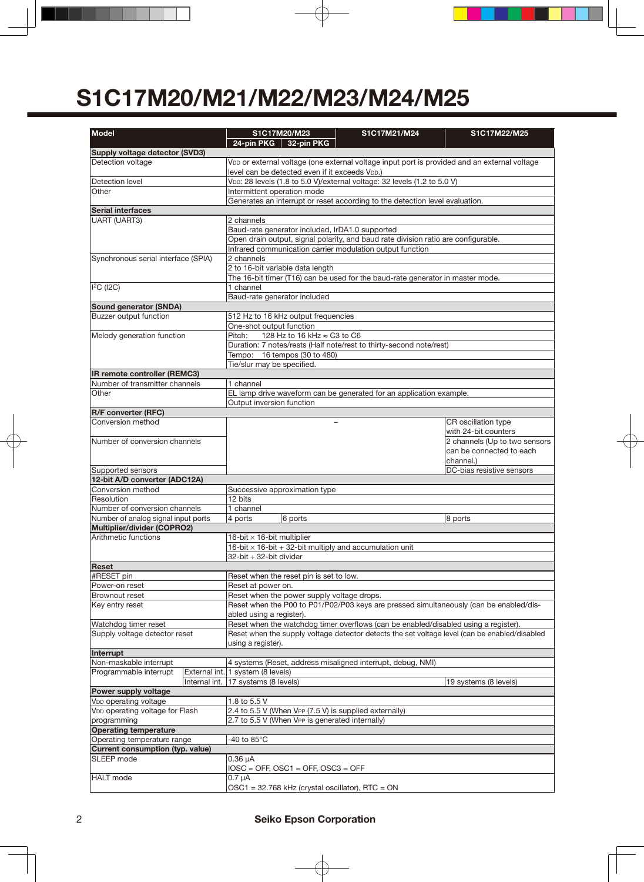# S1C17M20/M21/M22/M23/M24/M25

| Model | | S1C17M20/M23 24-pin PKG | S1C17M20/M23 32-pin PKG | S1C17M21/M24 | S1C17M22/M25 |
|---|---|---|---|---|---|
| **Supply voltage detector (SVD3)** | | | | | |
| Detection voltage | | $V_{DD}$ or external voltage (one external voltage input port is provided and an external voltage level can be detected even if it exceeds $V_{DD}$.) | | | |
| Detection level | | $V_{DD}$: 28 levels (1.8 to 5.0 V)/external voltage: 32 levels (1.2 to 5.0 V) | | | |
| Other | | Intermittent operation mode | | | |
| | | Generates an interrupt or reset according to the detection level evaluation. | | | |
| **Serial interfaces** | | | | | |
| UART (UART3) | | 2 channels | | | |
| | | Baud-rate generator included, IrDA1.0 supported | | | |
| | | Open drain output, signal polarity, and baud rate division ratio are configurable. | | | |
| | | Infrared communication carrier modulation output function | | | |
| Synchronous serial interface (SPIA) | | 2 channels | | | |
| | | 2 to 16-bit variable data length | | | |
| | | The 16-bit timer (T16) can be used for the baud-rate generator in master mode. | | | |
| $I^2C$ (I2C) | | 1 channel | | | |
| | | Baud-rate generator included | | | |
| **Sound generator (SNDA)** | | | | | |
| Buzzer output function | | 512 Hz to 16 kHz output frequencies | | | |
| | | One-shot output function | | | |
| Melody generation function | | Pitch: 128 Hz to 16 kHz ≈ C3 to C6 | | | |
| | | Duration: 7 notes/rests (Half note/rest to thirty-second note/rest) | | | |
| | | Tempo: 16 tempos (30 to 480) | | | |
| | | Tie/slur may be specified. | | | |
| **IR remote controller (REMC3)** | | | | | |
| Number of transmitter channels | | 1 channel | | | |
| Other | | EL lamp drive waveform can be generated for an application example. | | | |
| | | Output inversion function | | | |
| **R/F converter (RFC)** | | | | | |
| Conversion method | | – | | | CR oscillation type with 24-bit counters |
| Number of conversion channels | | | | | 2 channels (Up to two sensors can be connected to each channel.) |
| Supported sensors | | | | | DC-bias resistive sensors |
| **12-bit A/D converter (ADC12A)** | | | | | |
| Conversion method | | Successive approximation type | | | |
| Resolution | | 12 bits | | | |
| Number of conversion channels | | 1 channel | | | |
| Number of analog signal input ports | | 4 ports | 6 ports | | 8 ports |
| **Multiplier/divider (COPRO2)** | | | | | |
| Arithmetic functions | | 16-bit × 16-bit multiplier | | | |
| | | 16-bit × 16-bit + 32-bit multiply and accumulation unit | | | |
| | | 32-bit ÷ 32-bit divider | | | |
| **Reset** | | | | | |
| #RESET pin | | Reset when the reset pin is set to low. | | | |
| Power-on reset | | Reset at power on. | | | |
| Brownout reset | | Reset when the power supply voltage drops. | | | |
| Key entry reset | | Reset when the P00 to P01/P02/P03 keys are pressed simultaneously (can be enabled/disabled using a register). | | | |
| Watchdog timer reset | | Reset when the watchdog timer overflows (can be enabled/disabled using a register). | | | |
| Supply voltage detector reset | | Reset when the supply voltage detector detects the set voltage level (can be enabled/disabled using a register). | | | |
| **Interrupt** | | | | | |
| Non-maskable interrupt | | 4 systems (Reset, address misaligned interrupt, debug, NMI) | | | |
| Programmable interrupt | External int. | 1 system (8 levels) | | | |
| | Internal int. | 17 systems (8 levels) | | | 19 systems (8 levels) |
| **Power supply voltage** | | | | | |
| $V_{DD}$ operating voltage | | 1.8 to 5.5 V | | | |
| $V_{DD}$ operating voltage for Flash programming | | 2.4 to 5.5 V (When $V_{PP}$ (7.5 V) is supplied externally) | | | |
| | | 2.7 to 5.5 V (When $V_{PP}$ is generated internally) | | | |
| **Operating temperature** | | | | | |
| Operating temperature range | | -40 to 85°C | | | |
| **Current consumption (typ. value)** | | | | | |
| SLEEP mode | | 0.36 µA<br>IOSC = OFF, OSC1 = OFF, OSC3 = OFF | | | |
| HALT mode | | 0.7 µA<br>OSC1 = 32.768 kHz (crystal oscillator), RTC = ON | | | |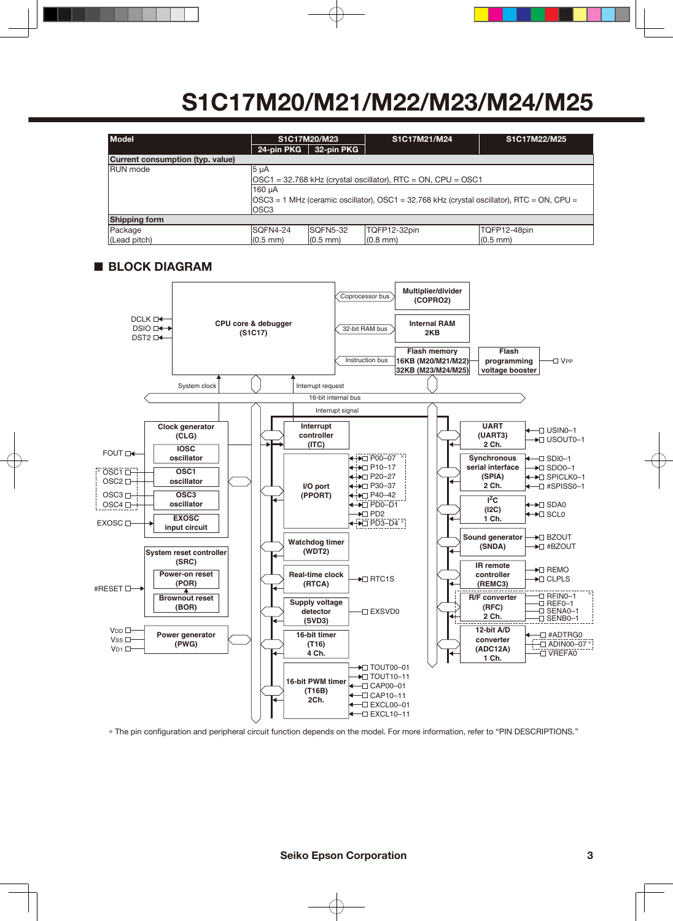# S1C17M20/M21/M22/M23/M24/M25

| Model | S1C17M20/M23 | | S1C17M21/M24 | S1C17M22/M25 |
|---|---|---|---|---|
| | 24-pin PKG | 32-pin PKG | | |
| **Current consumption (typ. value)** | | | | |
| RUN mode | 5 µA<br>OSC1 = 32.768 kHz (crystal oscillator), RTC = ON, CPU = OSC1 | | | |
| | 160 µA<br>OSC3 = 1 MHz (ceramic oscillator), OSC1 = 32.768 kHz (crystal oscillator), RTC = ON, CPU = OSC3 | | | |
| **Shipping form** | | | | |
| Package<br>(Lead pitch) | SQFN4-24<br>(0.5 mm) | SQFN5-32<br>(0.5 mm) | TQFP12-32pin<br>(0.8 mm) | TQFP12-48pin<br>(0.5 mm) |

## ■ BLOCK DIAGRAM

CPU core & debugger (S1C17) — DCLK, DSIO, DST2
Coprocessor bus — Multiplier/divider (COPRO2)
32-bit RAM bus — Internal RAM 2KB
Instruction bus — Flash memory 16KB (M20/M21/M22) 32KB (M23/M24/M25) — Flash programming voltage booster — VPP
System clock / Interrupt request / 16-bit internal bus / Interrupt signal

Clock generator (CLG): IOSC oscillator (FOUT), OSC1 oscillator (OSC1*, OSC2), OSC3 oscillator (OSC3, OSC4), EXOSC input circuit (EXOSC)
System reset controller (SRC): Power-on reset (POR), Brownout reset (BOR) — #RESET
Power generator (PWG) — VDD, VSS, VD1

Interrupt controller (ITC)
I/O port (PPORT) — P00–07*, P10–17, P20–27, P30–37, P40–42, PD0–D1, PD2, PD3–D4*
Watchdog timer (WDT2)
Real-time clock (RTCA) — RTC1S
Supply voltage detector (SVD3) — EXSVD0
16-bit timer (T16) 4 Ch.
16-bit PWM timer (T16B) 2Ch. — TOUT00–01, TOUT10–11, CAP00–01, CAP10–11, EXCL00–01, EXCL10–11

UART (UART3) 2 Ch. — USIN0–1, USOUT0–1
Synchronous serial interface (SPIA) 2 Ch. — SDI0–1, SDO0–1, SPICLK0–1, #SPISS0–1
I2C (I2C) 1 Ch. — SDA0, SCL0
Sound generator (SNDA) — BZOUT, #BZOUT
IR remote controller (REMC3) — REMO, CLPLS
R/F converter (RFC) 2 Ch.* — RFIN0–1, REF0–1, SENA0–1, SENB0–1
12-bit A/D converter (ADC12A) 1 Ch. — #ADTRG0, ADIN00–07*, VREFA0

\* The pin configuration and peripheral circuit function depends on the model. For more information, refer to "PIN DESCRIPTIONS."

Seiko Epson Corporation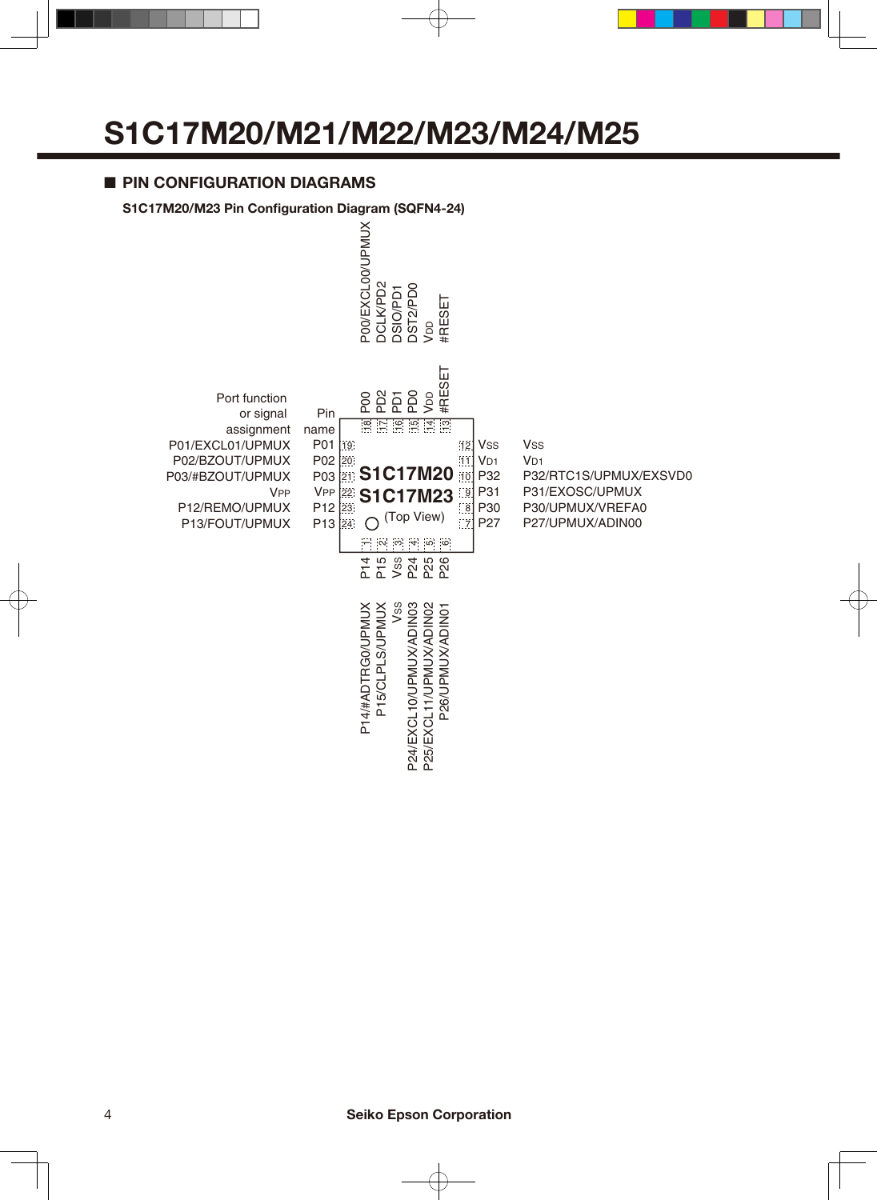# S1C17M20/M21/M22/M23/M24/M25

## ■ PIN CONFIGURATION DIAGRAMS

**S1C17M20/M23 Pin Configuration Diagram (SQFN4-24)**

S1C17M20
S1C17M23
(Top View)

| Pin No. | Pin name | Port function or signal assignment |
|---|---|---|
| 1 | P14 | P14/#ADTRG0/UPMUX |
| 2 | P15 | P15/CLPLS/UPMUX |
| 3 | $V_{SS}$ | $V_{SS}$ |
| 4 | P24 | P24/EXCL10/UPMUX/ADIN03 |
| 5 | P25 | P25/EXCL11/UPMUX/ADIN02 |
| 6 | P26 | P26/UPMUX/ADIN01 |
| 7 | P27 | P27/UPMUX/ADIN00 |
| 8 | P30 | P30/UPMUX/VREFA0 |
| 9 | P31 | P31/EXOSC/UPMUX |
| 10 | P32 | P32/RTC1S/UPMUX/EXSVD0 |
| 11 | $V_{D1}$ | $V_{D1}$ |
| 12 | $V_{SS}$ | $V_{SS}$ |
| 13 | #RESET | #RESET |
| 14 | $V_{DD}$ | $V_{DD}$ |
| 15 | PD0 | DST2/PD0 |
| 16 | PD1 | DSIO/PD1 |
| 17 | PD2 | DCLK/PD2 |
| 18 | P00 | P00/EXCL00/UPMUX |
| 19 | P01 | P01/EXCL01/UPMUX |
| 20 | P02 | P02/BZOUT/UPMUX |
| 21 | P03 | P03/#BZOUT/UPMUX |
| 22 | $V_{PP}$ | $V_{PP}$ |
| 23 | P12 | P12/REMO/UPMUX |
| 24 | P13 | P13/FOUT/UPMUX |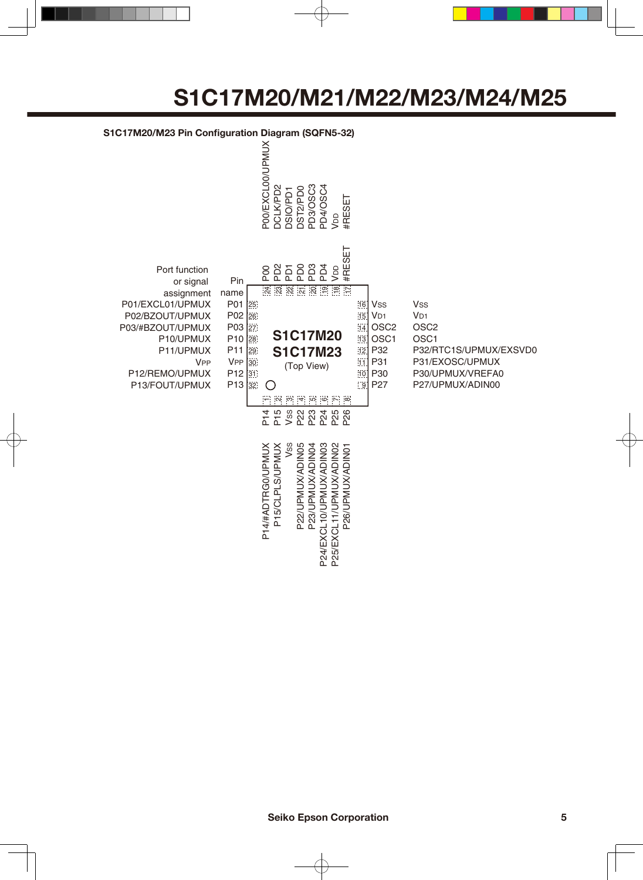# S1C17M20/M21/M22/M23/M24/M25

**S1C17M20/M23 Pin Configuration Diagram (SQFN5-32)**

S1C17M20
S1C17M23
(Top View)

| Pin No. | Pin name | Port function or signal assignment |
|---|---|---|
| 1 | P14 | P14/#ADTRG0/UPMUX |
| 2 | P15 | P15/CLPLS/UPMUX |
| 3 | VSS | VSS |
| 4 | P22 | P22/UPMUX/ADIN05 |
| 5 | P23 | P23/UPMUX/ADIN04 |
| 6 | P24 | P24/EXCL10/UPMUX/ADIN03 |
| 7 | P25 | P25/EXCL11/UPMUX/ADIN02 |
| 8 | P26 | P26/UPMUX/ADIN01 |
| 9 | P27 | P27/UPMUX/ADIN00 |
| 10 | P30 | P30/UPMUX/VREFA0 |
| 11 | P31 | P31/EXOSC/UPMUX |
| 12 | P32 | P32/RTC1S/UPMUX/EXSVD0 |
| 13 | OSC1 | OSC1 |
| 14 | OSC2 | OSC2 |
| 15 | VD1 | VD1 |
| 16 | VSS | VSS |
| 17 | #RESET | #RESET |
| 18 | VDD | VDD |
| 19 | PD4 | PD4/OSC4 |
| 20 | PD3 | PD3/OSC3 |
| 21 | PD0 | DST2/PD0 |
| 22 | PD1 | DSIO/PD1 |
| 23 | PD2 | DCLK/PD2 |
| 24 | P00 | P00/EXCL00/UPMUX |
| 25 | P01 | P01/EXCL01/UPMUX |
| 26 | P02 | P02/BZOUT/UPMUX |
| 27 | P03 | P03/#BZOUT/UPMUX |
| 28 | P10 | P10/UPMUX |
| 29 | P11 | P11/UPMUX |
| 30 | VPP | VPP |
| 31 | P12 | P12/REMO/UPMUX |
| 32 | P13 | P13/FOUT/UPMUX |

Seiko Epson Corporation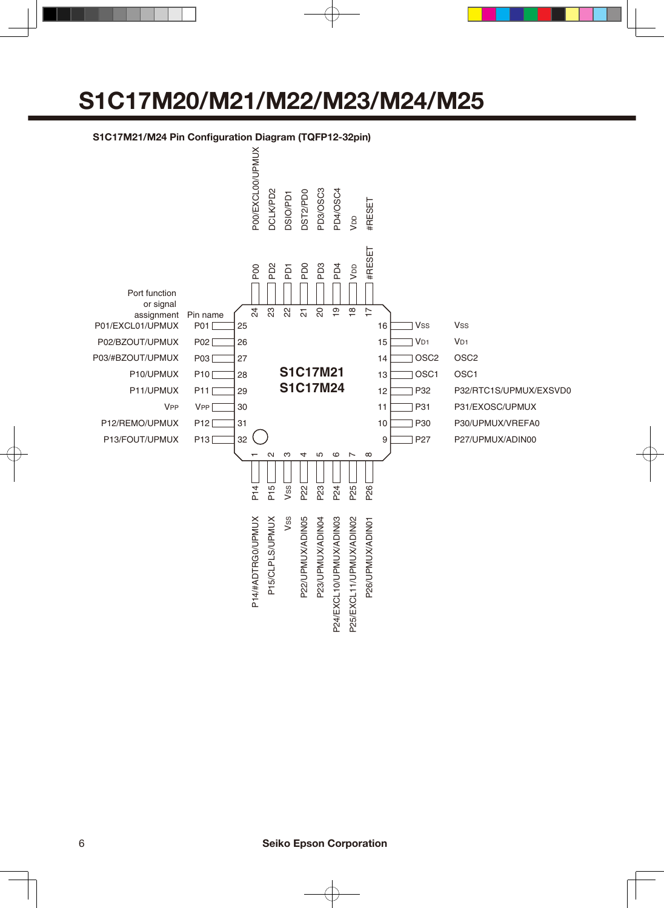# S1C17M20/M21/M22/M23/M24/M25

**S1C17M21/M24 Pin Configuration Diagram (TQFP12-32pin)**

S1C17M21
S1C17M24

| Pin No. | Pin name | Port function or signal assignment |
|---|---|---|
| 1 | P14 | P14/#ADTRG0/UPMUX |
| 2 | P15 | P15/CLPLS/UPMUX |
| 3 | VSS | VSS |
| 4 | P22 | P22/UPMUX/ADIN05 |
| 5 | P23 | P23/UPMUX/ADIN04 |
| 6 | P24 | P24/EXCL10/UPMUX/ADIN03 |
| 7 | P25 | P25/EXCL11/UPMUX/ADIN02 |
| 8 | P26 | P26/UPMUX/ADIN01 |
| 9 | P27 | P27/UPMUX/ADIN00 |
| 10 | P30 | P30/UPMUX/VREFA0 |
| 11 | P31 | P31/EXOSC/UPMUX |
| 12 | P32 | P32/RTC1S/UPMUX/EXSVD0 |
| 13 | OSC1 | OSC1 |
| 14 | OSC2 | OSC2 |
| 15 | VD1 | VD1 |
| 16 | VSS | VSS |
| 17 | #RESET | #RESET |
| 18 | VDD | VDD |
| 19 | PD4 | PD4/OSC4 |
| 20 | PD3 | PD3/OSC3 |
| 21 | PD0 | DST2/PD0 |
| 22 | PD1 | DSIO/PD1 |
| 23 | PD2 | DCLK/PD2 |
| 24 | P00 | P00/EXCL00/UPMUX |
| 25 | P01 | P01/EXCL01/UPMUX |
| 26 | P02 | P02/BZOUT/UPMUX |
| 27 | P03 | P03/#BZOUT/UPMUX |
| 28 | P10 | P10/UPMUX |
| 29 | P11 | P11/UPMUX |
| 30 | VPP | VPP |
| 31 | P12 | P12/REMO/UPMUX |
| 32 | P13 | P13/FOUT/UPMUX |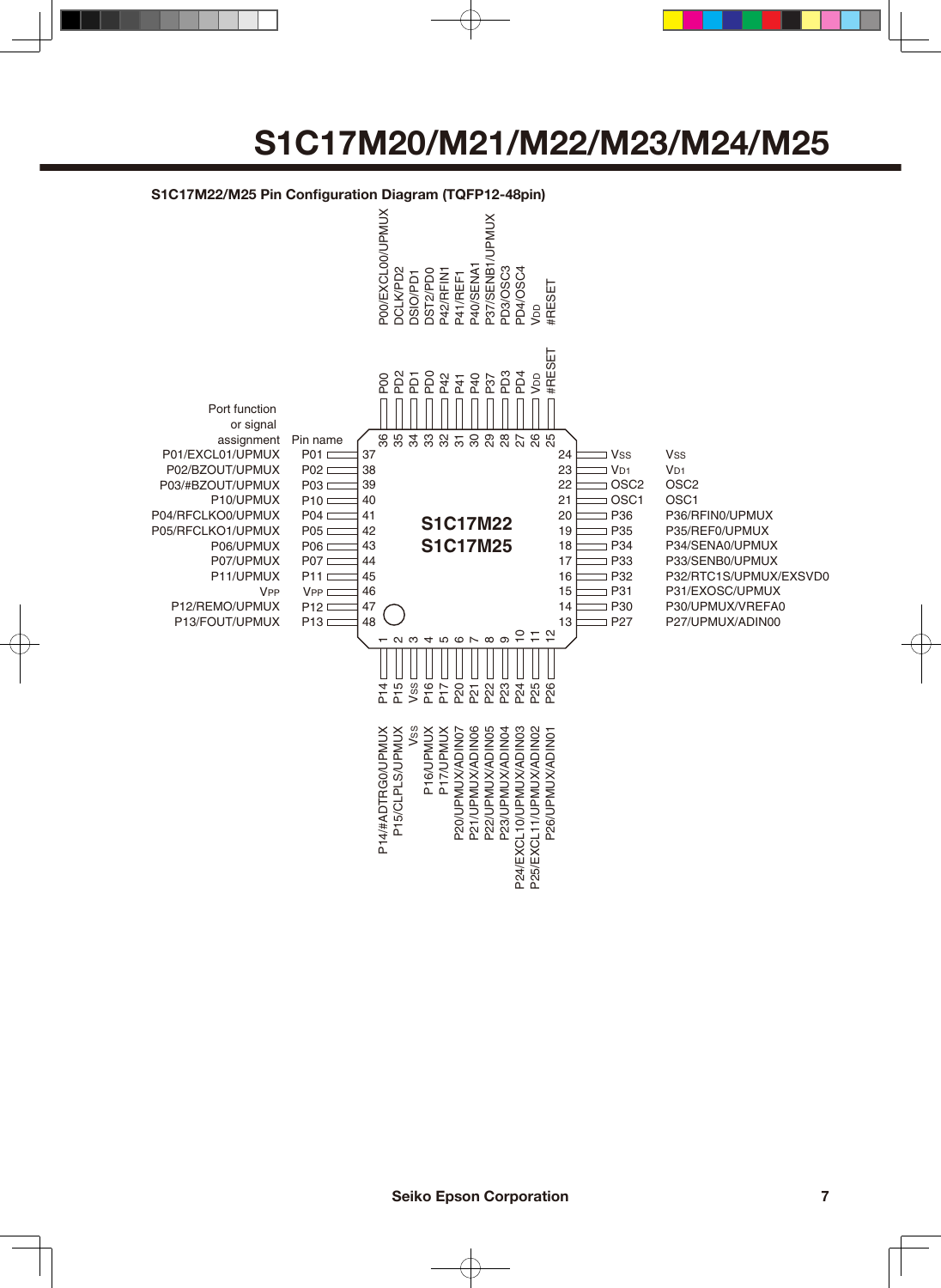# S1C17M20/M21/M22/M23/M24/M25

**S1C17M22/M25 Pin Configuration Diagram (TQFP12-48pin)**

S1C17M22
S1C17M25

| Pin No. | Pin name | Port function or signal assignment |
|---|---|---|
| 1 | P14 | P14/#ADTRG0/UPMUX |
| 2 | P15 | P15/CLPLS/UPMUX |
| 3 | $V_{SS}$ | $V_{SS}$ |
| 4 | P16 | P16/UPMUX |
| 5 | P17 | P17/UPMUX |
| 6 | P20 | P20/UPMUX/ADIN07 |
| 7 | P21 | P21/UPMUX/ADIN06 |
| 8 | P22 | P22/UPMUX/ADIN05 |
| 9 | P23 | P23/UPMUX/ADIN04 |
| 10 | P24 | P24/EXCL10/UPMUX/ADIN03 |
| 11 | P25 | P25/EXCL11/UPMUX/ADIN02 |
| 12 | P26 | P26/UPMUX/ADIN01 |
| 13 | P27 | P27/UPMUX/ADIN00 |
| 14 | P30 | P30/UPMUX/VREFA0 |
| 15 | P31 | P31/EXOSC/UPMUX |
| 16 | P32 | P32/RTC1S/UPMUX/EXSVD0 |
| 17 | P33 | P33/SENB0/UPMUX |
| 18 | P34 | P34/SENA0/UPMUX |
| 19 | P35 | P35/REF0/UPMUX |
| 20 | P36 | P36/RFIN0/UPMUX |
| 21 | OSC1 | OSC1 |
| 22 | OSC2 | OSC2 |
| 23 | $V_{D1}$ | $V_{D1}$ |
| 24 | $V_{SS}$ | $V_{SS}$ |
| 25 | #RESET | #RESET |
| 26 | $V_{DD}$ | $V_{DD}$ |
| 27 | PD4 | PD4/OSC4 |
| 28 | PD3 | PD3/OSC3 |
| 29 | P37 | P37/SENB1/UPMUX |
| 30 | P40 | P40/SENA1 |
| 31 | P41 | P41/REF1 |
| 32 | P42 | P42/RFIN1 |
| 33 | PD0 | DST2/PD0 |
| 34 | PD1 | DSIO/PD1 |
| 35 | PD2 | DCLK/PD2 |
| 36 | P00 | P00/EXCL00/UPMUX |
| 37 | P01 | P01/EXCL01/UPMUX |
| 38 | P02 | P02/BZOUT/UPMUX |
| 39 | P03 | P03/#BZOUT/UPMUX |
| 40 | P10 | P10/UPMUX |
| 41 | P04 | P04/RFCLKO0/UPMUX |
| 42 | P05 | P05/RFCLKO1/UPMUX |
| 43 | P06 | P06/UPMUX |
| 44 | P07 | P07/UPMUX |
| 45 | P11 | P11/UPMUX |
| 46 | $V_{PP}$ | $V_{PP}$ |
| 47 | P12 | P12/REMO/UPMUX |
| 48 | P13 | P13/FOUT/UPMUX |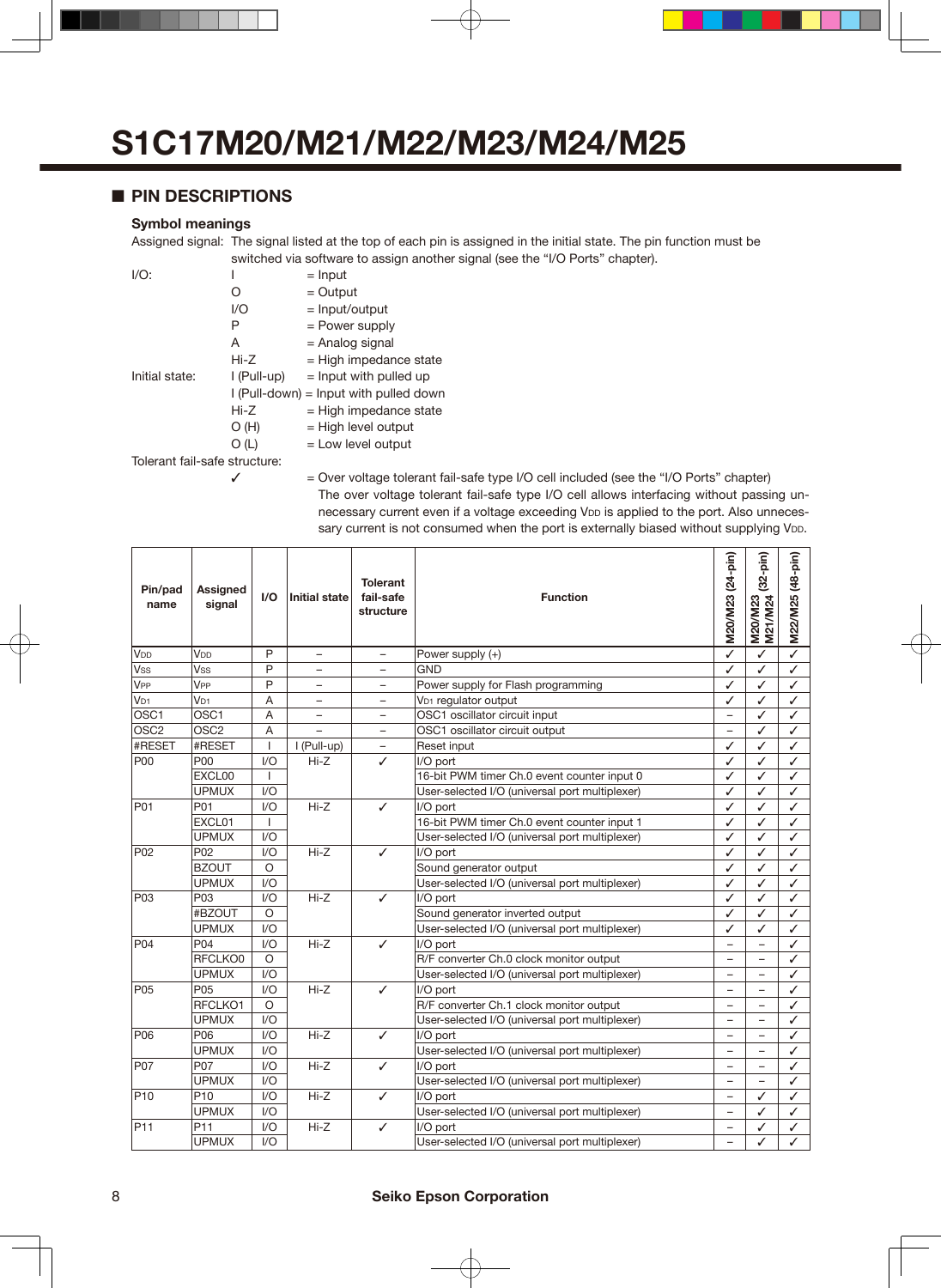# S1C17M20/M21/M22/M23/M24/M25

## ■ PIN DESCRIPTIONS

### Symbol meanings

Assigned signal: The signal listed at the top of each pin is assigned in the initial state. The pin function must be switched via software to assign another signal (see the "I/O Ports" chapter).

I/O:
- I = Input
- O = Output
- I/O = Input/output
- P = Power supply
- A = Analog signal
- Hi-Z = High impedance state

Initial state:
- I (Pull-up) = Input with pulled up
- I (Pull-down) = Input with pulled down
- Hi-Z = High impedance state
- O (H) = High level output
- O (L) = Low level output

Tolerant fail-safe structure:
- ✓ = Over voltage tolerant fail-safe type I/O cell included (see the "I/O Ports" chapter)
  The over voltage tolerant fail-safe type I/O cell allows interfacing without passing unnecessary current even if a voltage exceeding $V_{DD}$ is applied to the port. Also unnecessary current is not consumed when the port is externally biased without supplying $V_{DD}$.

| Pin/pad name | Assigned signal | I/O | Initial state | Tolerant fail-safe structure | Function | M20/M23 (24-pin) | M20/M23 M21/M24 (32-pin) | M22/M25 (48-pin) |
|---|---|---|---|---|---|---|---|---|
| $V_{DD}$ | $V_{DD}$ | P | – | – | Power supply (+) | ✓ | ✓ | ✓ |
| $V_{SS}$ | $V_{SS}$ | P | – | – | GND | ✓ | ✓ | ✓ |
| $V_{PP}$ | $V_{PP}$ | P | – | – | Power supply for Flash programming | ✓ | ✓ | ✓ |
| $V_{D1}$ | $V_{D1}$ | A | – | – | $V_{D1}$ regulator output | ✓ | ✓ | ✓ |
| OSC1 | OSC1 | A | – | – | OSC1 oscillator circuit input | – | ✓ | ✓ |
| OSC2 | OSC2 | A | – | – | OSC1 oscillator circuit output | – | ✓ | ✓ |
| #RESET | #RESET | I | I (Pull-up) | – | Reset input | ✓ | ✓ | ✓ |
| P00 | P00 | I/O | Hi-Z | ✓ | I/O port | ✓ | ✓ | ✓ |
| | EXCL00 | I | | | 16-bit PWM timer Ch.0 event counter input 0 | ✓ | ✓ | ✓ |
| | UPMUX | I/O | | | User-selected I/O (universal port multiplexer) | ✓ | ✓ | ✓ |
| P01 | P01 | I/O | Hi-Z | ✓ | I/O port | ✓ | ✓ | ✓ |
| | EXCL01 | I | | | 16-bit PWM timer Ch.0 event counter input 1 | ✓ | ✓ | ✓ |
| | UPMUX | I/O | | | User-selected I/O (universal port multiplexer) | ✓ | ✓ | ✓ |
| P02 | P02 | I/O | Hi-Z | ✓ | I/O port | ✓ | ✓ | ✓ |
| | BZOUT | O | | | Sound generator output | ✓ | ✓ | ✓ |
| | UPMUX | I/O | | | User-selected I/O (universal port multiplexer) | ✓ | ✓ | ✓ |
| P03 | P03 | I/O | Hi-Z | ✓ | I/O port | ✓ | ✓ | ✓ |
| | #BZOUT | O | | | Sound generator inverted output | ✓ | ✓ | ✓ |
| | UPMUX | I/O | | | User-selected I/O (universal port multiplexer) | ✓ | ✓ | ✓ |
| P04 | P04 | I/O | Hi-Z | ✓ | I/O port | – | – | ✓ |
| | RFCLKO0 | O | | | R/F converter Ch.0 clock monitor output | – | – | ✓ |
| | UPMUX | I/O | | | User-selected I/O (universal port multiplexer) | – | – | ✓ |
| P05 | P05 | I/O | Hi-Z | ✓ | I/O port | – | – | ✓ |
| | RFCLKO1 | O | | | R/F converter Ch.1 clock monitor output | – | – | ✓ |
| | UPMUX | I/O | | | User-selected I/O (universal port multiplexer) | – | – | ✓ |
| P06 | P06 | I/O | Hi-Z | ✓ | I/O port | – | – | ✓ |
| | UPMUX | I/O | | | User-selected I/O (universal port multiplexer) | – | – | ✓ |
| P07 | P07 | I/O | Hi-Z | ✓ | I/O port | – | – | ✓ |
| | UPMUX | I/O | | | User-selected I/O (universal port multiplexer) | – | – | ✓ |
| P10 | P10 | I/O | Hi-Z | ✓ | I/O port | – | ✓ | ✓ |
| | UPMUX | I/O | | | User-selected I/O (universal port multiplexer) | – | ✓ | ✓ |
| P11 | P11 | I/O | Hi-Z | ✓ | I/O port | – | ✓ | ✓ |
| | UPMUX | I/O | | | User-selected I/O (universal port multiplexer) | – | ✓ | ✓ |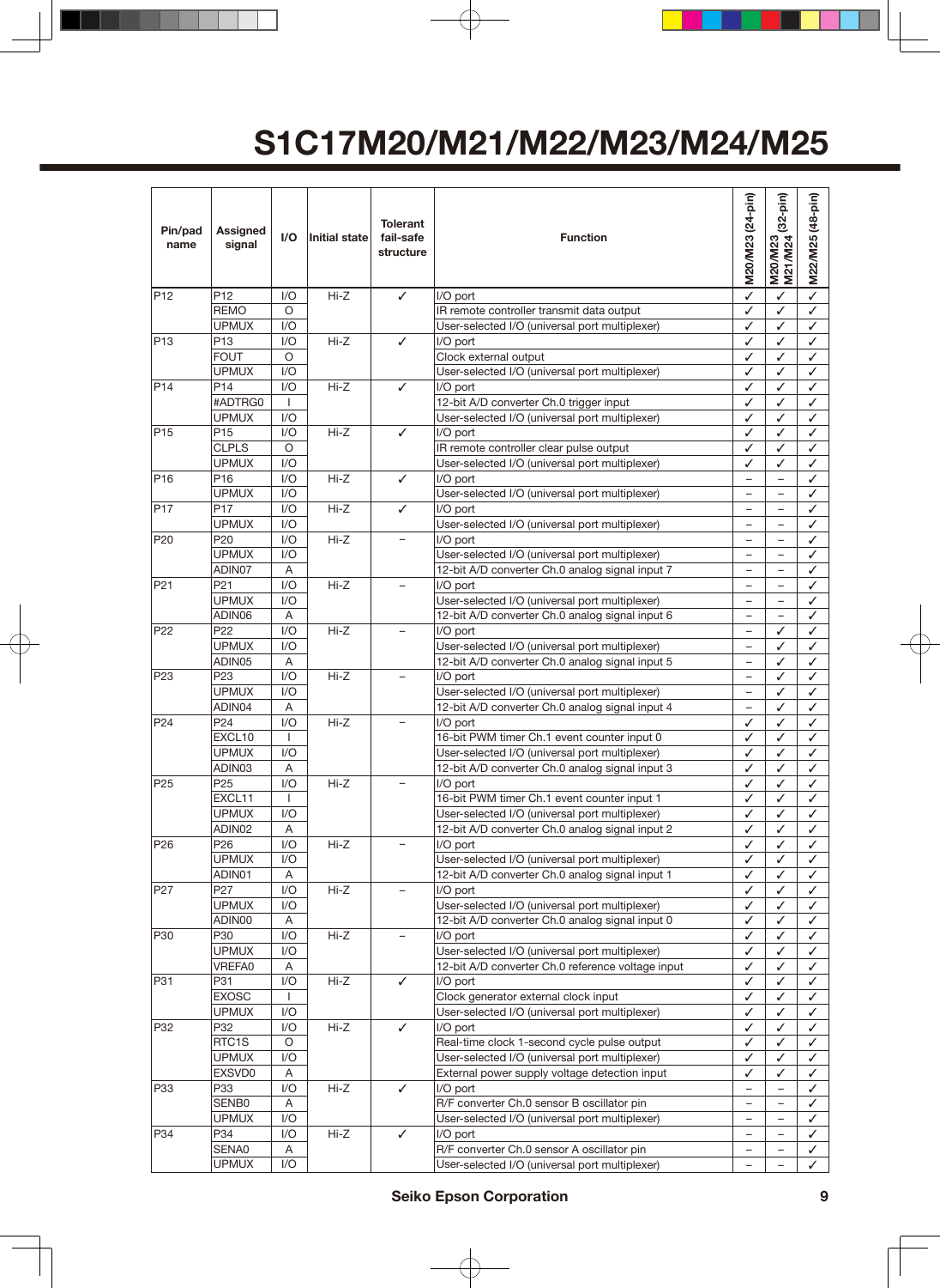# S1C17M20/M21/M22/M23/M24/M25

| Pin/pad name | Assigned signal | I/O | Initial state | Tolerant fail-safe structure | Function | M20/M23 (24-pin) | M20/M23 M21/M24 (32-pin) | M22/M25 (48-pin) |
|---|---|---|---|---|---|---|---|---|
| P12 | P12 | I/O | Hi-Z | ✓ | I/O port | ✓ | ✓ | ✓ |
| | REMO | O | | | IR remote controller transmit data output | ✓ | ✓ | ✓ |
| | UPMUX | I/O | | | User-selected I/O (universal port multiplexer) | ✓ | ✓ | ✓ |
| P13 | P13 | I/O | Hi-Z | ✓ | I/O port | ✓ | ✓ | ✓ |
| | FOUT | O | | | Clock external output | ✓ | ✓ | ✓ |
| | UPMUX | I/O | | | User-selected I/O (universal port multiplexer) | ✓ | ✓ | ✓ |
| P14 | P14 | I/O | Hi-Z | ✓ | I/O port | ✓ | ✓ | ✓ |
| | #ADTRG0 | I | | | 12-bit A/D converter Ch.0 trigger input | ✓ | ✓ | ✓ |
| | UPMUX | I/O | | | User-selected I/O (universal port multiplexer) | ✓ | ✓ | ✓ |
| P15 | P15 | I/O | Hi-Z | ✓ | I/O port | ✓ | ✓ | ✓ |
| | CLPLS | O | | | IR remote controller clear pulse output | ✓ | ✓ | ✓ |
| | UPMUX | I/O | | | User-selected I/O (universal port multiplexer) | ✓ | ✓ | ✓ |
| P16 | P16 | I/O | Hi-Z | ✓ | I/O port | – | – | ✓ |
| | UPMUX | I/O | | | User-selected I/O (universal port multiplexer) | – | – | ✓ |
| P17 | P17 | I/O | Hi-Z | ✓ | I/O port | – | – | ✓ |
| | UPMUX | I/O | | | User-selected I/O (universal port multiplexer) | – | – | ✓ |
| P20 | P20 | I/O | Hi-Z | – | I/O port | – | – | ✓ |
| | UPMUX | I/O | | | User-selected I/O (universal port multiplexer) | – | – | ✓ |
| | ADIN07 | A | | | 12-bit A/D converter Ch.0 analog signal input 7 | – | – | ✓ |
| P21 | P21 | I/O | Hi-Z | – | I/O port | – | – | ✓ |
| | UPMUX | I/O | | | User-selected I/O (universal port multiplexer) | – | – | ✓ |
| | ADIN06 | A | | | 12-bit A/D converter Ch.0 analog signal input 6 | – | – | ✓ |
| P22 | P22 | I/O | Hi-Z | – | I/O port | – | ✓ | ✓ |
| | UPMUX | I/O | | | User-selected I/O (universal port multiplexer) | – | ✓ | ✓ |
| | ADIN05 | A | | | 12-bit A/D converter Ch.0 analog signal input 5 | – | ✓ | ✓ |
| P23 | P23 | I/O | Hi-Z | – | I/O port | – | ✓ | ✓ |
| | UPMUX | I/O | | | User-selected I/O (universal port multiplexer) | – | ✓ | ✓ |
| | ADIN04 | A | | | 12-bit A/D converter Ch.0 analog signal input 4 | – | ✓ | ✓ |
| P24 | P24 | I/O | Hi-Z | – | I/O port | ✓ | ✓ | ✓ |
| | EXCL10 | I | | | 16-bit PWM timer Ch.1 event counter input 0 | ✓ | ✓ | ✓ |
| | UPMUX | I/O | | | User-selected I/O (universal port multiplexer) | ✓ | ✓ | ✓ |
| | ADIN03 | A | | | 12-bit A/D converter Ch.0 analog signal input 3 | ✓ | ✓ | ✓ |
| P25 | P25 | I/O | Hi-Z | – | I/O port | ✓ | ✓ | ✓ |
| | EXCL11 | I | | | 16-bit PWM timer Ch.1 event counter input 1 | ✓ | ✓ | ✓ |
| | UPMUX | I/O | | | User-selected I/O (universal port multiplexer) | ✓ | ✓ | ✓ |
| | ADIN02 | A | | | 12-bit A/D converter Ch.0 analog signal input 2 | ✓ | ✓ | ✓ |
| P26 | P26 | I/O | Hi-Z | – | I/O port | ✓ | ✓ | ✓ |
| | UPMUX | I/O | | | User-selected I/O (universal port multiplexer) | ✓ | ✓ | ✓ |
| | ADIN01 | A | | | 12-bit A/D converter Ch.0 analog signal input 1 | ✓ | ✓ | ✓ |
| P27 | P27 | I/O | Hi-Z | – | I/O port | ✓ | ✓ | ✓ |
| | UPMUX | I/O | | | User-selected I/O (universal port multiplexer) | ✓ | ✓ | ✓ |
| | ADIN00 | A | | | 12-bit A/D converter Ch.0 analog signal input 0 | ✓ | ✓ | ✓ |
| P30 | P30 | I/O | Hi-Z | – | I/O port | ✓ | ✓ | ✓ |
| | UPMUX | I/O | | | User-selected I/O (universal port multiplexer) | ✓ | ✓ | ✓ |
| | VREFA0 | A | | | 12-bit A/D converter Ch.0 reference voltage input | ✓ | ✓ | ✓ |
| P31 | P31 | I/O | Hi-Z | ✓ | I/O port | ✓ | ✓ | ✓ |
| | EXOSC | I | | | Clock generator external clock input | ✓ | ✓ | ✓ |
| | UPMUX | I/O | | | User-selected I/O (universal port multiplexer) | ✓ | ✓ | ✓ |
| P32 | P32 | I/O | Hi-Z | ✓ | I/O port | ✓ | ✓ | ✓ |
| | RTC1S | O | | | Real-time clock 1-second cycle pulse output | ✓ | ✓ | ✓ |
| | UPMUX | I/O | | | User-selected I/O (universal port multiplexer) | ✓ | ✓ | ✓ |
| | EXSVD0 | A | | | External power supply voltage detection input | ✓ | ✓ | ✓ |
| P33 | P33 | I/O | Hi-Z | ✓ | I/O port | – | – | ✓ |
| | SENB0 | A | | | R/F converter Ch.0 sensor B oscillator pin | – | – | ✓ |
| | UPMUX | I/O | | | User-selected I/O (universal port multiplexer) | – | – | ✓ |
| P34 | P34 | I/O | Hi-Z | ✓ | I/O port | – | – | ✓ |
| | SENA0 | A | | | R/F converter Ch.0 sensor A oscillator pin | – | – | ✓ |
| | UPMUX | I/O | | | User-selected I/O (universal port multiplexer) | – | – | ✓ |

Seiko Epson Corporation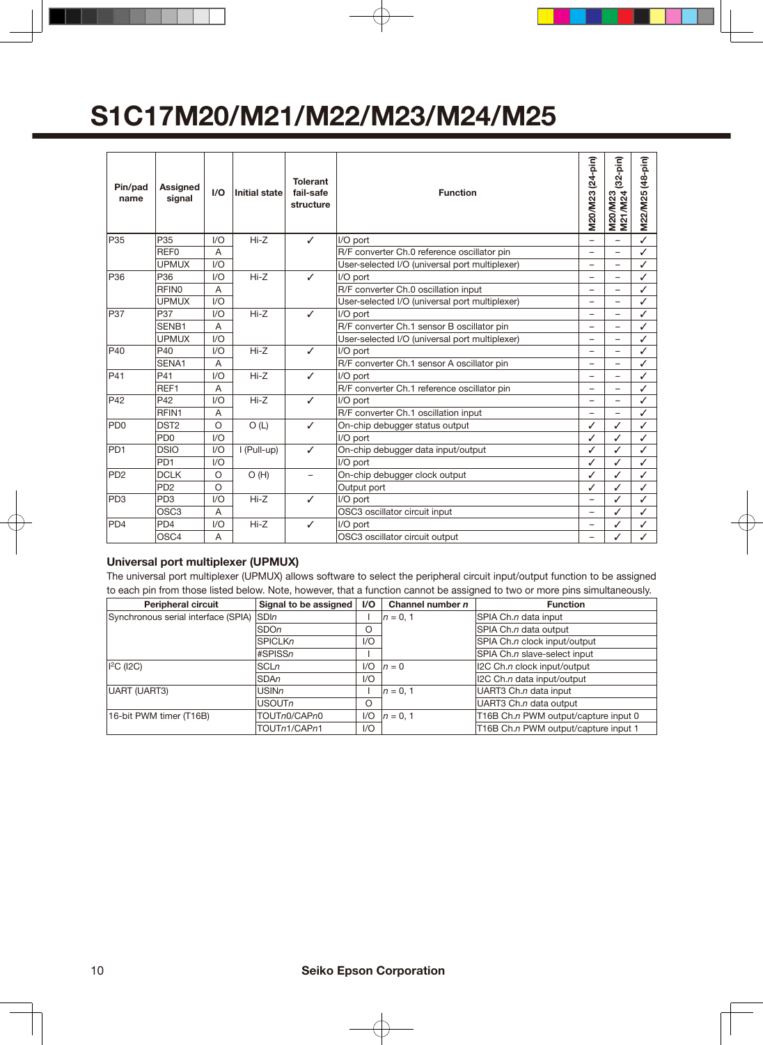# S1C17M20/M21/M22/M23/M24/M25

| Pin/pad name | Assigned signal | I/O | Initial state | Tolerant fail-safe structure | Function | M20/M23 (24-pin) | M20/M23 M21/M24 (32-pin) | M22/M25 (48-pin) |
|---|---|---|---|---|---|---|---|---|
| P35 | P35 | I/O | Hi-Z | ✓ | I/O port | – | – | ✓ |
| | REF0 | A | | | R/F converter Ch.0 reference oscillator pin | – | – | ✓ |
| | UPMUX | I/O | | | User-selected I/O (universal port multiplexer) | – | – | ✓ |
| P36 | P36 | I/O | Hi-Z | ✓ | I/O port | – | – | ✓ |
| | RFIN0 | A | | | R/F converter Ch.0 oscillation input | – | – | ✓ |
| | UPMUX | I/O | | | User-selected I/O (universal port multiplexer) | – | – | ✓ |
| P37 | P37 | I/O | Hi-Z | ✓ | I/O port | – | – | ✓ |
| | SENB1 | A | | | R/F converter Ch.1 sensor B oscillator pin | – | – | ✓ |
| | UPMUX | I/O | | | User-selected I/O (universal port multiplexer) | – | – | ✓ |
| P40 | P40 | I/O | Hi-Z | ✓ | I/O port | – | – | ✓ |
| | SENA1 | A | | | R/F converter Ch.1 sensor A oscillator pin | – | – | ✓ |
| P41 | P41 | I/O | Hi-Z | ✓ | I/O port | – | – | ✓ |
| | REF1 | A | | | R/F converter Ch.1 reference oscillator pin | – | – | ✓ |
| P42 | P42 | I/O | Hi-Z | ✓ | I/O port | – | – | ✓ |
| | RFIN1 | A | | | R/F converter Ch.1 oscillation input | – | – | ✓ |
| PD0 | DST2 | O | O (L) | ✓ | On-chip debugger status output | ✓ | ✓ | ✓ |
| | PD0 | I/O | | | I/O port | ✓ | ✓ | ✓ |
| PD1 | DSIO | I/O | I (Pull-up) | ✓ | On-chip debugger data input/output | ✓ | ✓ | ✓ |
| | PD1 | I/O | | | I/O port | ✓ | ✓ | ✓ |
| PD2 | DCLK | O | O (H) | – | On-chip debugger clock output | ✓ | ✓ | ✓ |
| | PD2 | O | | | Output port | ✓ | ✓ | ✓ |
| PD3 | PD3 | I/O | Hi-Z | ✓ | I/O port | – | ✓ | ✓ |
| | OSC3 | A | | | OSC3 oscillator circuit input | – | ✓ | ✓ |
| PD4 | PD4 | I/O | Hi-Z | ✓ | I/O port | – | ✓ | ✓ |
| | OSC4 | A | | | OSC3 oscillator circuit output | – | ✓ | ✓ |

### Universal port multiplexer (UPMUX)

The universal port multiplexer (UPMUX) allows software to select the peripheral circuit input/output function to be assigned to each pin from those listed below. Note, however, that a function cannot be assigned to two or more pins simultaneously.

| Peripheral circuit | Signal to be assigned | I/O | Channel number *n* | Function |
|---|---|---|---|---|
| Synchronous serial interface (SPIA) | SDI*n* | I | *n* = 0, 1 | SPIA Ch.*n* data input |
| | SDO*n* | O | | SPIA Ch.*n* data output |
| | SPICLK*n* | I/O | | SPIA Ch.*n* clock input/output |
| | #SPISS*n* | I | | SPIA Ch.*n* slave-select input |
| I²C (I2C) | SCL*n* | I/O | *n* = 0 | I2C Ch.*n* clock input/output |
| | SDA*n* | I/O | | I2C Ch.*n* data input/output |
| UART (UART3) | USIN*n* | I | *n* = 0, 1 | UART3 Ch.*n* data input |
| | USOUT*n* | O | | UART3 Ch.*n* data output |
| 16-bit PWM timer (T16B) | TOUT*n*0/CAP*n*0 | I/O | *n* = 0, 1 | T16B Ch.*n* PWM output/capture input 0 |
| | TOUT*n*1/CAP*n*1 | I/O | | T16B Ch.*n* PWM output/capture input 1 |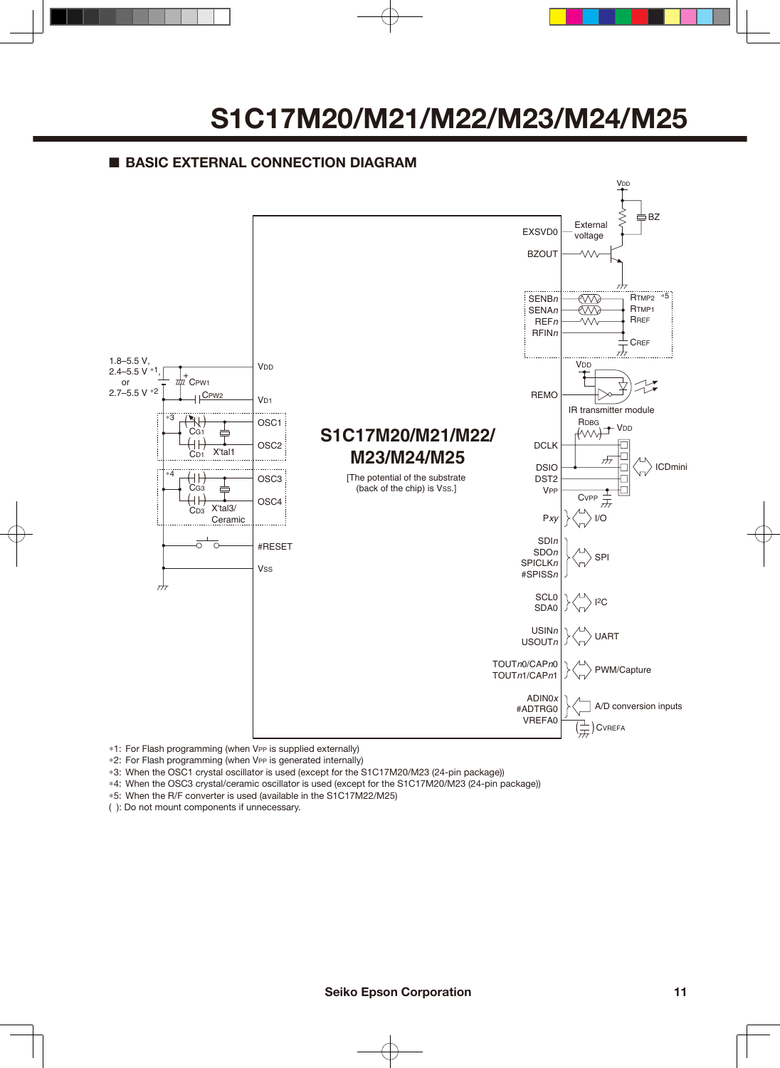# S1C17M20/M21/M22/M23/M24/M25

## ■ BASIC EXTERNAL CONNECTION DIAGRAM

*1: For Flash programming (when VPP is supplied externally)
*2: For Flash programming (when VPP is generated internally)
*3: When the OSC1 crystal oscillator is used (except for the S1C17M20/M23 (24-pin package))
*4: When the OSC3 crystal/ceramic oscillator is used (except for the S1C17M20/M23 (24-pin package))
*5: When the R/F converter is used (available in the S1C17M22/M25)
( ): Do not mount components if unnecessary.

**Seiko Epson Corporation**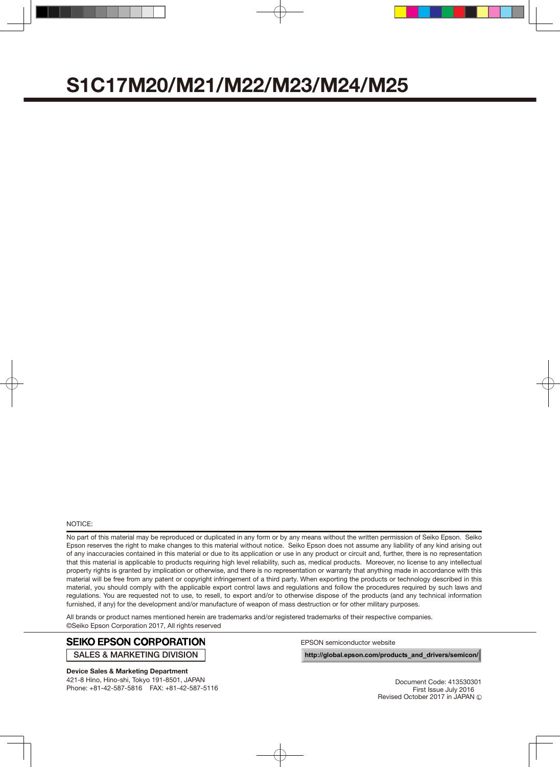# S1C17M20/M21/M22/M23/M24/M25

NOTICE:

No part of this material may be reproduced or duplicated in any form or by any means without the written permission of Seiko Epson. Seiko Epson reserves the right to make changes to this material without notice. Seiko Epson does not assume any liability of any kind arising out of any inaccuracies contained in this material or due to its application or use in any product or circuit and, further, there is no representation that this material is applicable to products requiring high level reliability, such as, medical products. Moreover, no license to any intellectual property rights is granted by implication or otherwise, and there is no representation or warranty that anything made in accordance with this material will be free from any patent or copyright infringement of a third party. When exporting the products or technology described in this material, you should comply with the applicable export control laws and regulations and follow the procedures required by such laws and regulations. You are requested not to use, to resell, to export and/or to otherwise dispose of the products (and any technical information furnished, if any) for the development and/or manufacture of weapon of mass destruction or for other military purposes.

All brands or product names mentioned herein are trademarks and/or registered trademarks of their respective companies.
©Seiko Epson Corporation 2017, All rights reserved

**SEIKO EPSON CORPORATION**
SALES & MARKETING DIVISION

**Device Sales & Marketing Department**
421-8 Hino, Hino-shi, Tokyo 191-8501, JAPAN
Phone: +81-42-587-5816 FAX: +81-42-587-5116

EPSON semiconductor website

**http://global.epson.com/products_and_drivers/semicon/**

Document Code: 413530301
First Issue July 2016
Revised October 2017 in JAPAN